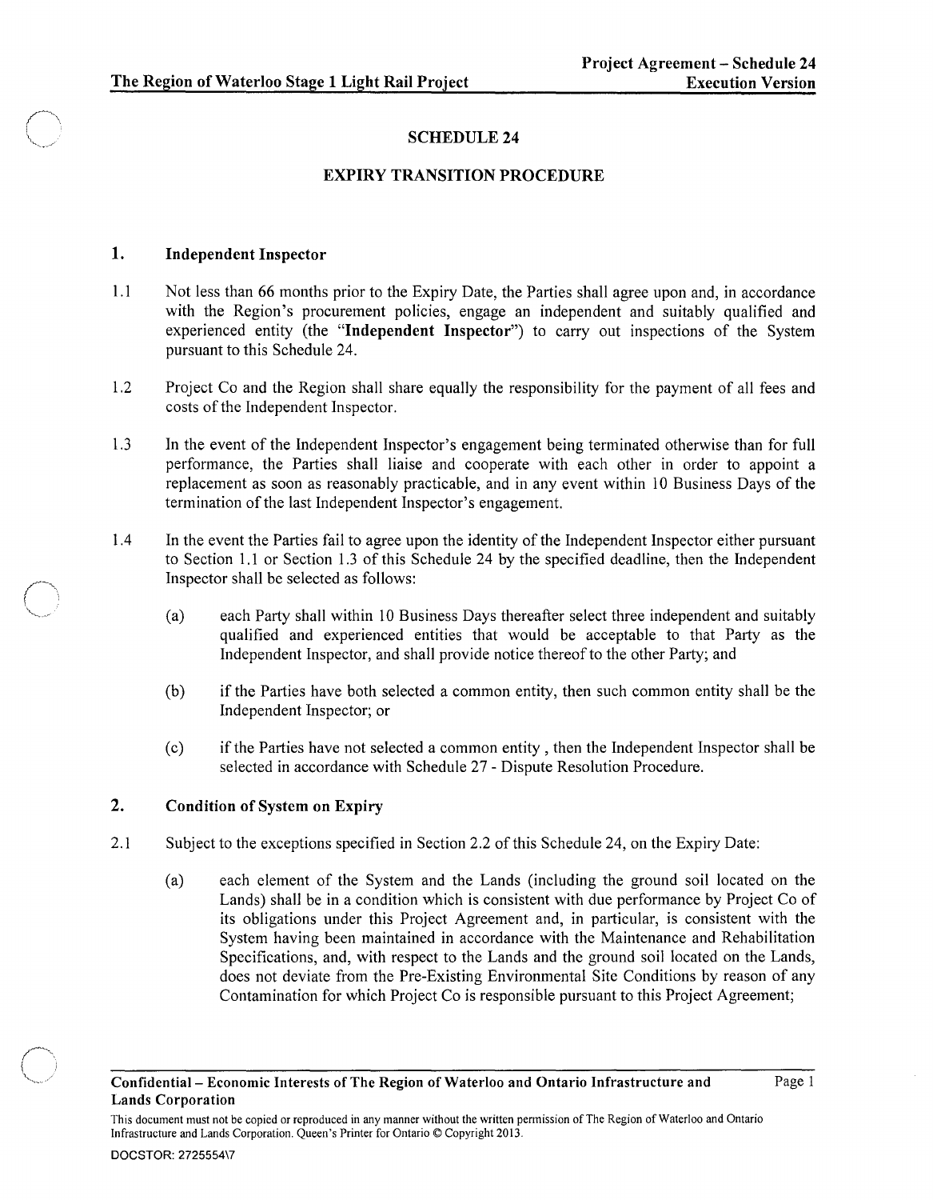# SCHEDULE 24

## EXPIRY TRANSITION PROCEDURE

### 1. Independent Inspector

1.1 Not less than 66 months prior to the Expiry Date, the Parties shall agree upon and, in accordance with the Region's procurement policies, engage an independent and suitably qualified and experienced entity (the "**Independent Inspector**") to carry out inspections of the System pursuant to this Schedule 24.

1.2 Project Co and the Region shall share equally the responsibility for the payment of all fees and costs of the Independent Inspector.

1.3 In the event of the Independent Inspector's engagement being terminated otherwise than for full performance, the Parties shall liaise and cooperate with each other in order to appoint a replacement as soon as reasonably practicable, and in any event within 10 Business Days of the termination of the last Independent Inspector's engagement.

1.4 In the event the Parties fail to agree upon the identity of the Independent Inspector either pursuant to Section 1.1 or Section 1.3 of this Schedule 24 by the specified deadline, then the Independent Inspector shall be selected as follows:

(a) each Party shall within 10 Business Days thereafter select three independent and suitably qualified and experienced entities that would be acceptable to that Party as the Independent Inspector, and shall provide notice thereof to the other Party; and

(b) if the Parties have both selected a common entity, then such common entity shall be the Independent Inspector; or

(c) if the Parties have not selected a common entity , then the Independent Inspector shall be selected in accordance with Schedule 27 - Dispute Resolution Procedure.

### 2. Condition of System on Expiry

2.1 Subject to the exceptions specified in Section 2.2 of this Schedule 24, on the Expiry Date:

(a) each element of the System and the Lands (including the ground soil located on the Lands) shall be in a condition which is consistent with due performance by Project Co of its obligations under this Project Agreement and, in particular, is consistent with the System having been maintained in accordance with the Maintenance and Rehabilitation Specifications, and, with respect to the Lands and the ground soil located on the Lands, does not deviate from the Pre-Existing Environmental Site Conditions by reason of any Contamination for which Project Co is responsible pursuant to this Project Agreement;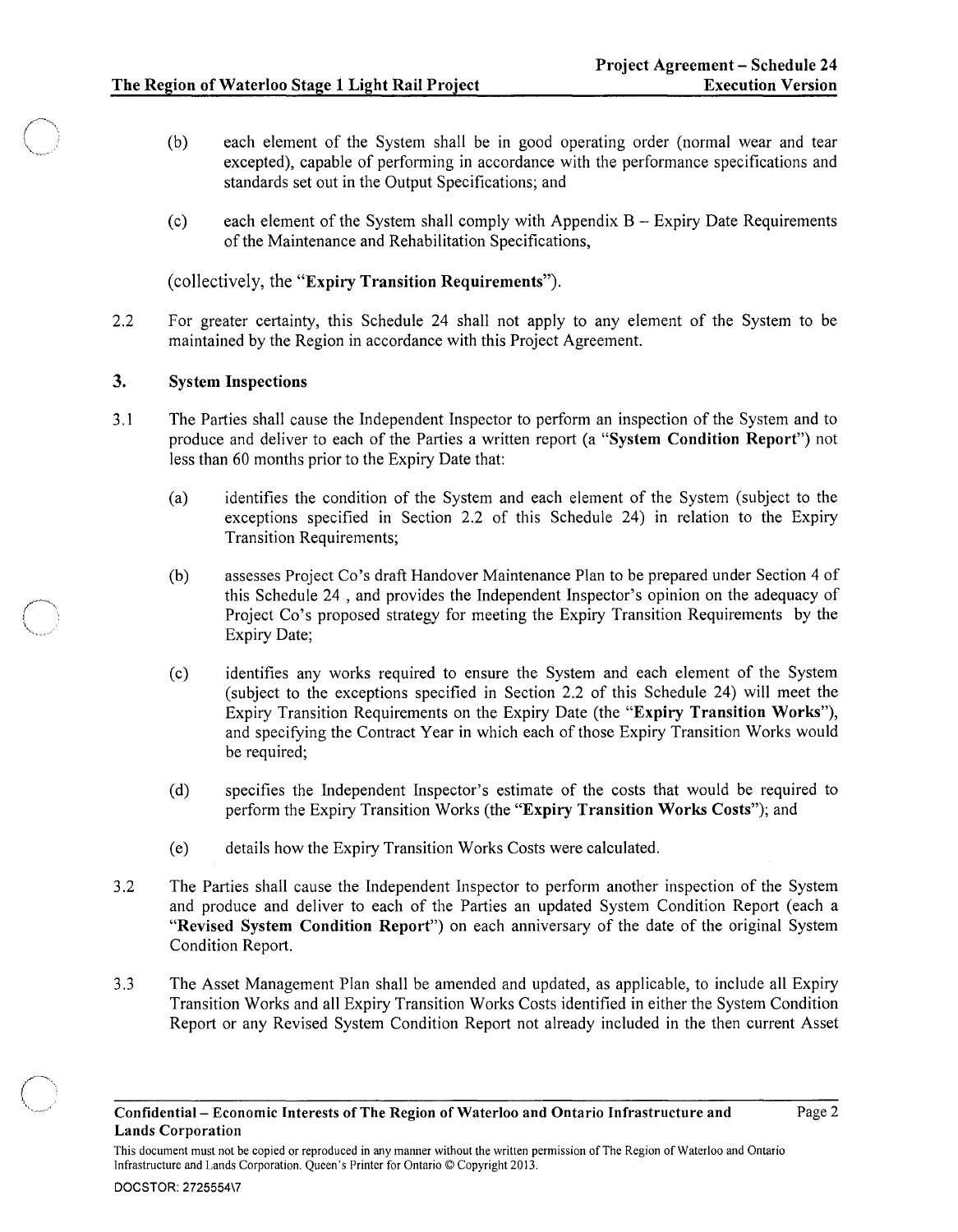(b) each element of the System shall be in good operating order (normal wear and tear excepted), capable of performing in accordance with the performance specifications and standards set out in the Output Specifications; and

(c) each element of the System shall comply with Appendix B – Expiry Date Requirements of the Maintenance and Rehabilitation Specifications,

(collectively, the "**Expiry Transition Requirements**").

2.2 For greater certainty, this Schedule 24 shall not apply to any element of the System to be maintained by the Region in accordance with this Project Agreement.

## 3. System Inspections

3.1 The Parties shall cause the Independent Inspector to perform an inspection of the System and to produce and deliver to each of the Parties a written report (a "**System Condition Report**") not less than 60 months prior to the Expiry Date that:

(a) identifies the condition of the System and each element of the System (subject to the exceptions specified in Section 2.2 of this Schedule 24) in relation to the Expiry Transition Requirements;

(b) assesses Project Co's draft Handover Maintenance Plan to be prepared under Section 4 of this Schedule 24 , and provides the Independent Inspector's opinion on the adequacy of Project Co's proposed strategy for meeting the Expiry Transition Requirements by the Expiry Date;

(c) identifies any works required to ensure the System and each element of the System (subject to the exceptions specified in Section 2.2 of this Schedule 24) will meet the Expiry Transition Requirements on the Expiry Date (the "**Expiry Transition Works**"), and specifying the Contract Year in which each of those Expiry Transition Works would be required;

(d) specifies the Independent Inspector's estimate of the costs that would be required to perform the Expiry Transition Works (the "**Expiry Transition Works Costs**"); and

(e) details how the Expiry Transition Works Costs were calculated.

3.2 The Parties shall cause the Independent Inspector to perform another inspection of the System and produce and deliver to each of the Parties an updated System Condition Report (each a "**Revised System Condition Report**") on each anniversary of the date of the original System Condition Report.

3.3 The Asset Management Plan shall be amended and updated, as applicable, to include all Expiry Transition Works and all Expiry Transition Works Costs identified in either the System Condition Report or any Revised System Condition Report not already included in the then current Asset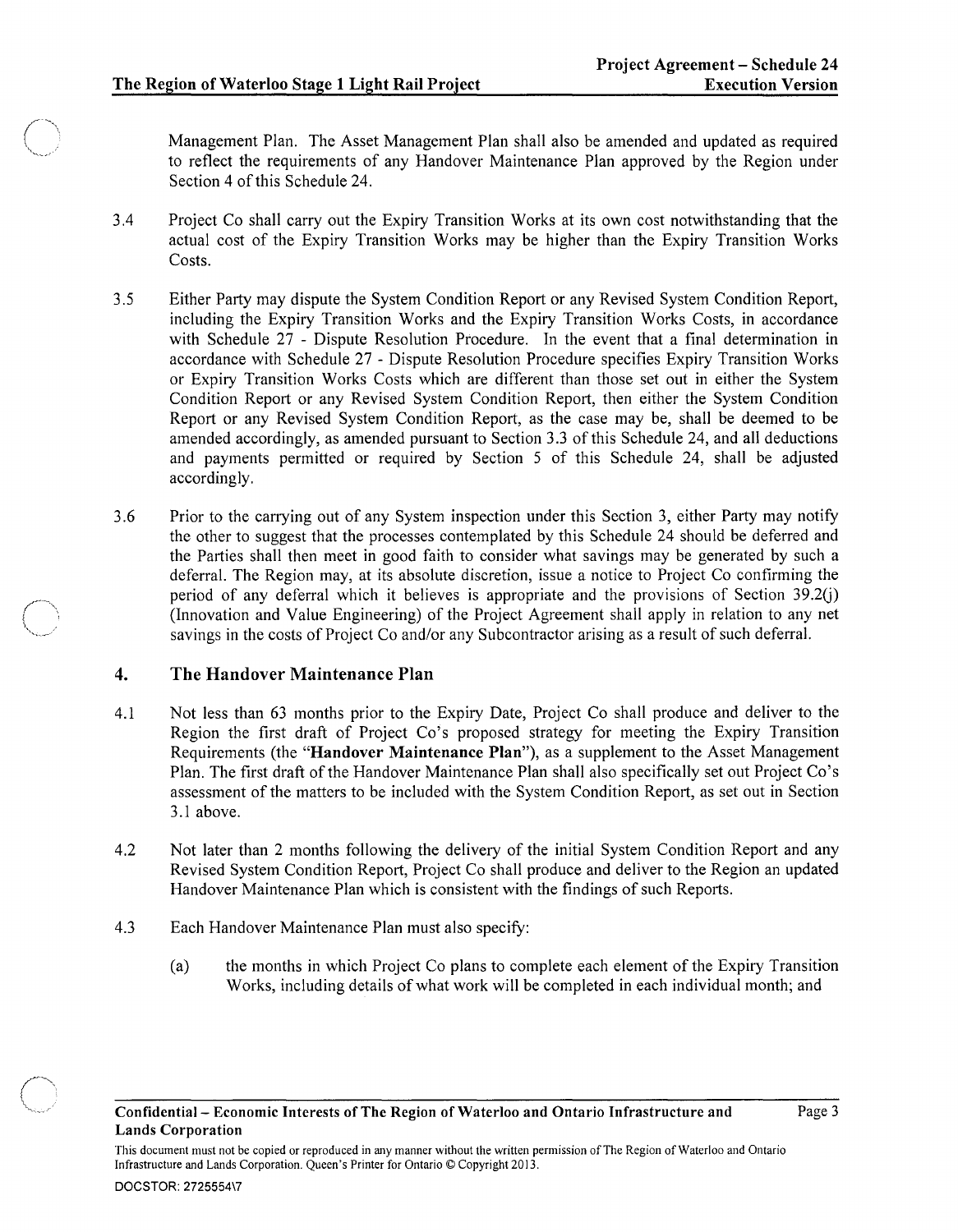Management Plan. The Asset Management Plan shall also be amended and updated as required to reflect the requirements of any Handover Maintenance Plan approved by the Region under Section 4 of this Schedule 24.

3.4 Project Co shall carry out the Expiry Transition Works at its own cost notwithstanding that the actual cost of the Expiry Transition Works may be higher than the Expiry Transition Works Costs.

3.5 Either Party may dispute the System Condition Report or any Revised System Condition Report, including the Expiry Transition Works and the Expiry Transition Works Costs, in accordance with Schedule 27 - Dispute Resolution Procedure. In the event that a final determination in accordance with Schedule 27 - Dispute Resolution Procedure specifies Expiry Transition Works or Expiry Transition Works Costs which are different than those set out in either the System Condition Report or any Revised System Condition Report, then either the System Condition Report or any Revised System Condition Report, as the case may be, shall be deemed to be amended accordingly, as amended pursuant to Section 3.3 of this Schedule 24, and all deductions and payments permitted or required by Section 5 of this Schedule 24, shall be adjusted accordingly.

3.6 Prior to the carrying out of any System inspection under this Section 3, either Party may notify the other to suggest that the processes contemplated by this Schedule 24 should be deferred and the Parties shall then meet in good faith to consider what savings may be generated by such a deferral. The Region may, at its absolute discretion, issue a notice to Project Co confirming the period of any deferral which it believes is appropriate and the provisions of Section 39.2(j) (Innovation and Value Engineering) of the Project Agreement shall apply in relation to any net savings in the costs of Project Co and/or any Subcontractor arising as a result of such deferral.

## 4. The Handover Maintenance Plan

4.1 Not less than 63 months prior to the Expiry Date, Project Co shall produce and deliver to the Region the first draft of Project Co's proposed strategy for meeting the Expiry Transition Requirements (the "**Handover Maintenance Plan**"), as a supplement to the Asset Management Plan. The first draft of the Handover Maintenance Plan shall also specifically set out Project Co's assessment of the matters to be included with the System Condition Report, as set out in Section 3.1 above.

4.2 Not later than 2 months following the delivery of the initial System Condition Report and any Revised System Condition Report, Project Co shall produce and deliver to the Region an updated Handover Maintenance Plan which is consistent with the findings of such Reports.

4.3 Each Handover Maintenance Plan must also specify:

(a) the months in which Project Co plans to complete each element of the Expiry Transition Works, including details of what work will be completed in each individual month; and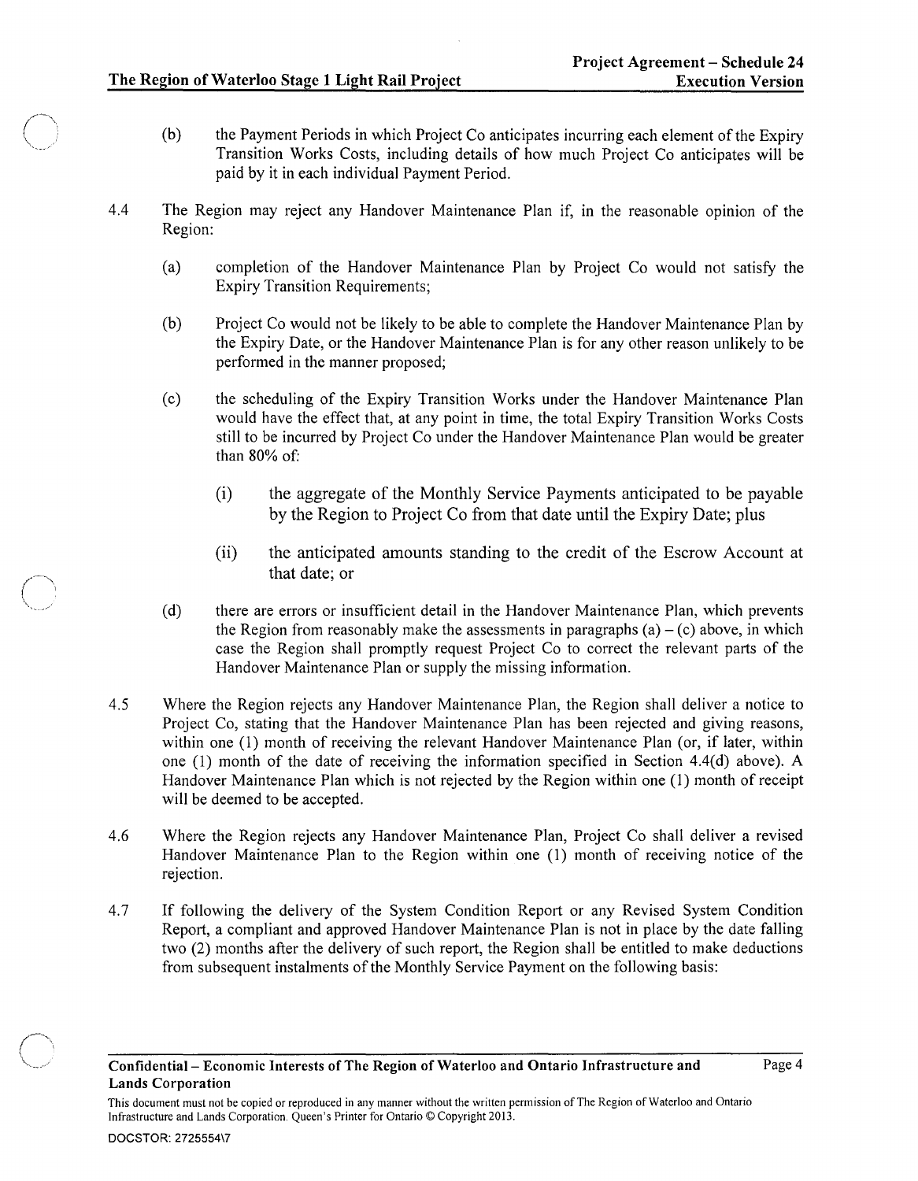(b) the Payment Periods in which Project Co anticipates incurring each element of the Expiry Transition Works Costs, including details of how much Project Co anticipates will be paid by it in each individual Payment Period.

4.4 The Region may reject any Handover Maintenance Plan if, in the reasonable opinion of the Region:

(a) completion of the Handover Maintenance Plan by Project Co would not satisfy the Expiry Transition Requirements;

(b) Project Co would not be likely to be able to complete the Handover Maintenance Plan by the Expiry Date, or the Handover Maintenance Plan is for any other reason unlikely to be performed in the manner proposed;

(c) the scheduling of the Expiry Transition Works under the Handover Maintenance Plan would have the effect that, at any point in time, the total Expiry Transition Works Costs still to be incurred by Project Co under the Handover Maintenance Plan would be greater than 80% of:

(i) the aggregate of the Monthly Service Payments anticipated to be payable by the Region to Project Co from that date until the Expiry Date; plus

(ii) the anticipated amounts standing to the credit of the Escrow Account at that date; or

(d) there are errors or insufficient detail in the Handover Maintenance Plan, which prevents the Region from reasonably make the assessments in paragraphs (a) – (c) above, in which case the Region shall promptly request Project Co to correct the relevant parts of the Handover Maintenance Plan or supply the missing information.

4.5 Where the Region rejects any Handover Maintenance Plan, the Region shall deliver a notice to Project Co, stating that the Handover Maintenance Plan has been rejected and giving reasons, within one (1) month of receiving the relevant Handover Maintenance Plan (or, if later, within one (1) month of the date of receiving the information specified in Section 4.4(d) above). A Handover Maintenance Plan which is not rejected by the Region within one (1) month of receipt will be deemed to be accepted.

4.6 Where the Region rejects any Handover Maintenance Plan, Project Co shall deliver a revised Handover Maintenance Plan to the Region within one (1) month of receiving notice of the rejection.

4.7 If following the delivery of the System Condition Report or any Revised System Condition Report, a compliant and approved Handover Maintenance Plan is not in place by the date falling two (2) months after the delivery of such report, the Region shall be entitled to make deductions from subsequent instalments of the Monthly Service Payment on the following basis: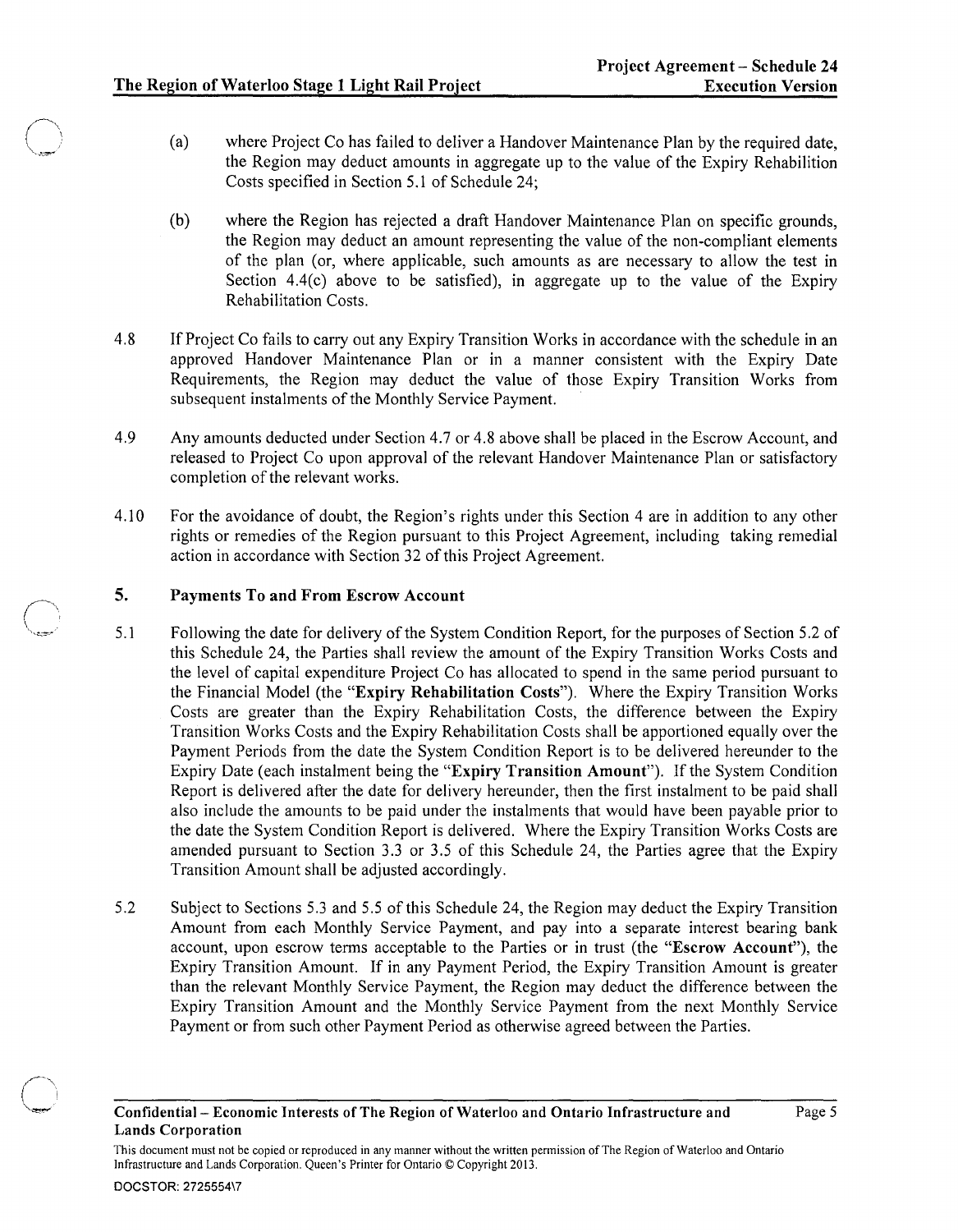(a) where Project Co has failed to deliver a Handover Maintenance Plan by the required date, the Region may deduct amounts in aggregate up to the value of the Expiry Rehabilition Costs specified in Section 5.1 of Schedule 24;

(b) where the Region has rejected a draft Handover Maintenance Plan on specific grounds, the Region may deduct an amount representing the value of the non-compliant elements of the plan (or, where applicable, such amounts as are necessary to allow the test in Section 4.4(c) above to be satisfied), in aggregate up to the value of the Expiry Rehabilitation Costs.

4.8 If Project Co fails to carry out any Expiry Transition Works in accordance with the schedule in an approved Handover Maintenance Plan or in a manner consistent with the Expiry Date Requirements, the Region may deduct the value of those Expiry Transition Works from subsequent instalments of the Monthly Service Payment.

4.9 Any amounts deducted under Section 4.7 or 4.8 above shall be placed in the Escrow Account, and released to Project Co upon approval of the relevant Handover Maintenance Plan or satisfactory completion of the relevant works.

4.10 For the avoidance of doubt, the Region's rights under this Section 4 are in addition to any other rights or remedies of the Region pursuant to this Project Agreement, including taking remedial action in accordance with Section 32 of this Project Agreement.

## 5. Payments To and From Escrow Account

5.1 Following the date for delivery of the System Condition Report, for the purposes of Section 5.2 of this Schedule 24, the Parties shall review the amount of the Expiry Transition Works Costs and the level of capital expenditure Project Co has allocated to spend in the same period pursuant to the Financial Model (the "**Expiry Rehabilitation Costs**"). Where the Expiry Transition Works Costs are greater than the Expiry Rehabilitation Costs, the difference between the Expiry Transition Works Costs and the Expiry Rehabilitation Costs shall be apportioned equally over the Payment Periods from the date the System Condition Report is to be delivered hereunder to the Expiry Date (each instalment being the "**Expiry Transition Amount**"). If the System Condition Report is delivered after the date for delivery hereunder, then the first instalment to be paid shall also include the amounts to be paid under the instalments that would have been payable prior to the date the System Condition Report is delivered. Where the Expiry Transition Works Costs are amended pursuant to Section 3.3 or 3.5 of this Schedule 24, the Parties agree that the Expiry Transition Amount shall be adjusted accordingly.

5.2 Subject to Sections 5.3 and 5.5 of this Schedule 24, the Region may deduct the Expiry Transition Amount from each Monthly Service Payment, and pay into a separate interest bearing bank account, upon escrow terms acceptable to the Parties or in trust (the "**Escrow Account**"), the Expiry Transition Amount. If in any Payment Period, the Expiry Transition Amount is greater than the relevant Monthly Service Payment, the Region may deduct the difference between the Expiry Transition Amount and the Monthly Service Payment from the next Monthly Service Payment or from such other Payment Period as otherwise agreed between the Parties.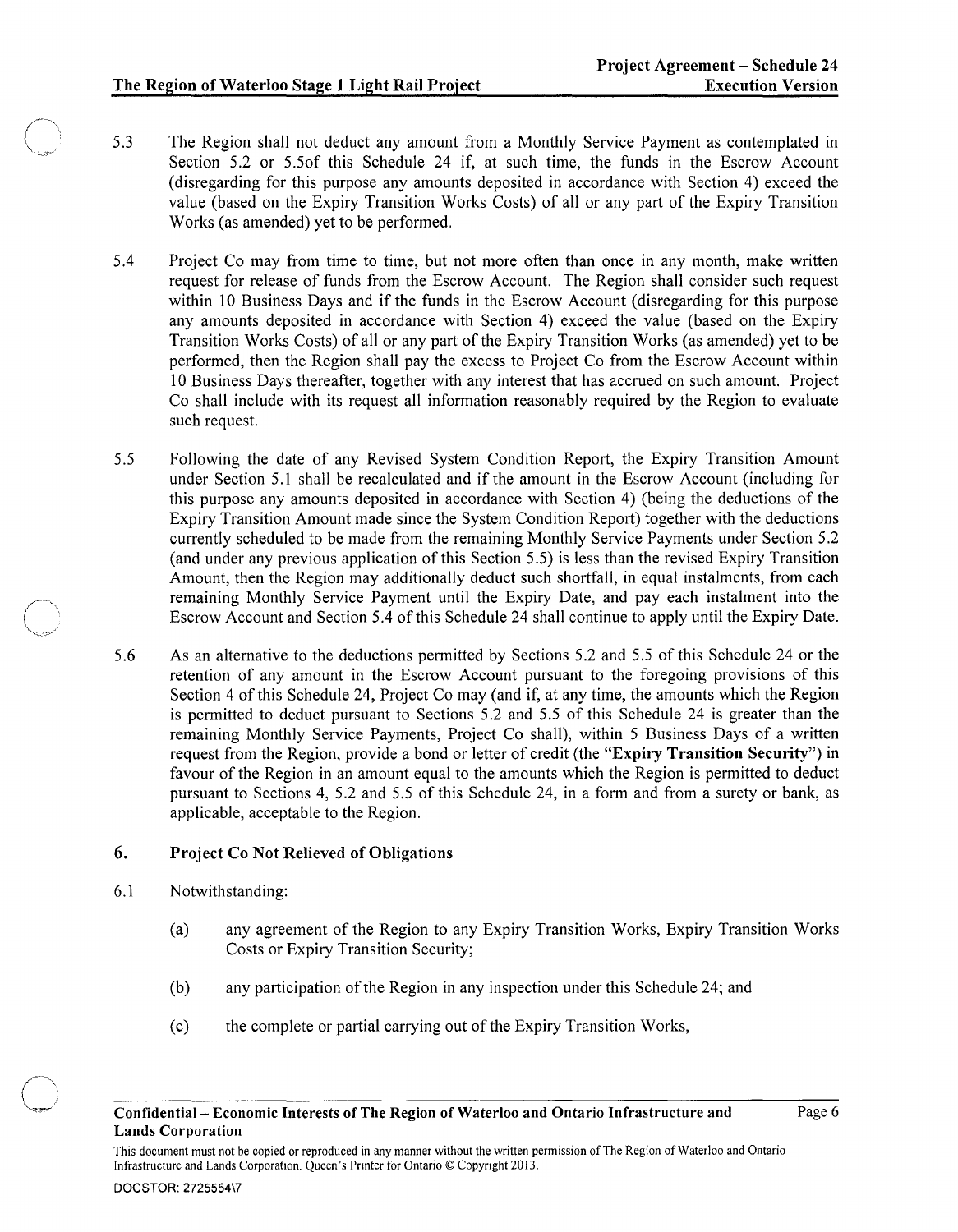5.3 The Region shall not deduct any amount from a Monthly Service Payment as contemplated in Section 5.2 or 5.5of this Schedule 24 if, at such time, the funds in the Escrow Account (disregarding for this purpose any amounts deposited in accordance with Section 4) exceed the value (based on the Expiry Transition Works Costs) of all or any part of the Expiry Transition Works (as amended) yet to be performed.

5.4 Project Co may from time to time, but not more often than once in any month, make written request for release of funds from the Escrow Account. The Region shall consider such request within 10 Business Days and if the funds in the Escrow Account (disregarding for this purpose any amounts deposited in accordance with Section 4) exceed the value (based on the Expiry Transition Works Costs) of all or any part of the Expiry Transition Works (as amended) yet to be performed, then the Region shall pay the excess to Project Co from the Escrow Account within 10 Business Days thereafter, together with any interest that has accrued on such amount. Project Co shall include with its request all information reasonably required by the Region to evaluate such request.

5.5 Following the date of any Revised System Condition Report, the Expiry Transition Amount under Section 5.1 shall be recalculated and if the amount in the Escrow Account (including for this purpose any amounts deposited in accordance with Section 4) (being the deductions of the Expiry Transition Amount made since the System Condition Report) together with the deductions currently scheduled to be made from the remaining Monthly Service Payments under Section 5.2 (and under any previous application of this Section 5.5) is less than the revised Expiry Transition Amount, then the Region may additionally deduct such shortfall, in equal instalments, from each remaining Monthly Service Payment until the Expiry Date, and pay each instalment into the Escrow Account and Section 5.4 of this Schedule 24 shall continue to apply until the Expiry Date.

5.6 As an alternative to the deductions permitted by Sections 5.2 and 5.5 of this Schedule 24 or the retention of any amount in the Escrow Account pursuant to the foregoing provisions of this Section 4 of this Schedule 24, Project Co may (and if, at any time, the amounts which the Region is permitted to deduct pursuant to Sections 5.2 and 5.5 of this Schedule 24 is greater than the remaining Monthly Service Payments, Project Co shall), within 5 Business Days of a written request from the Region, provide a bond or letter of credit (the "**Expiry Transition Security**") in favour of the Region in an amount equal to the amounts which the Region is permitted to deduct pursuant to Sections 4, 5.2 and 5.5 of this Schedule 24, in a form and from a surety or bank, as applicable, acceptable to the Region.

## 6. Project Co Not Relieved of Obligations

6.1 Notwithstanding:

(a) any agreement of the Region to any Expiry Transition Works, Expiry Transition Works Costs or Expiry Transition Security;

(b) any participation of the Region in any inspection under this Schedule 24; and

(c) the complete or partial carrying out of the Expiry Transition Works,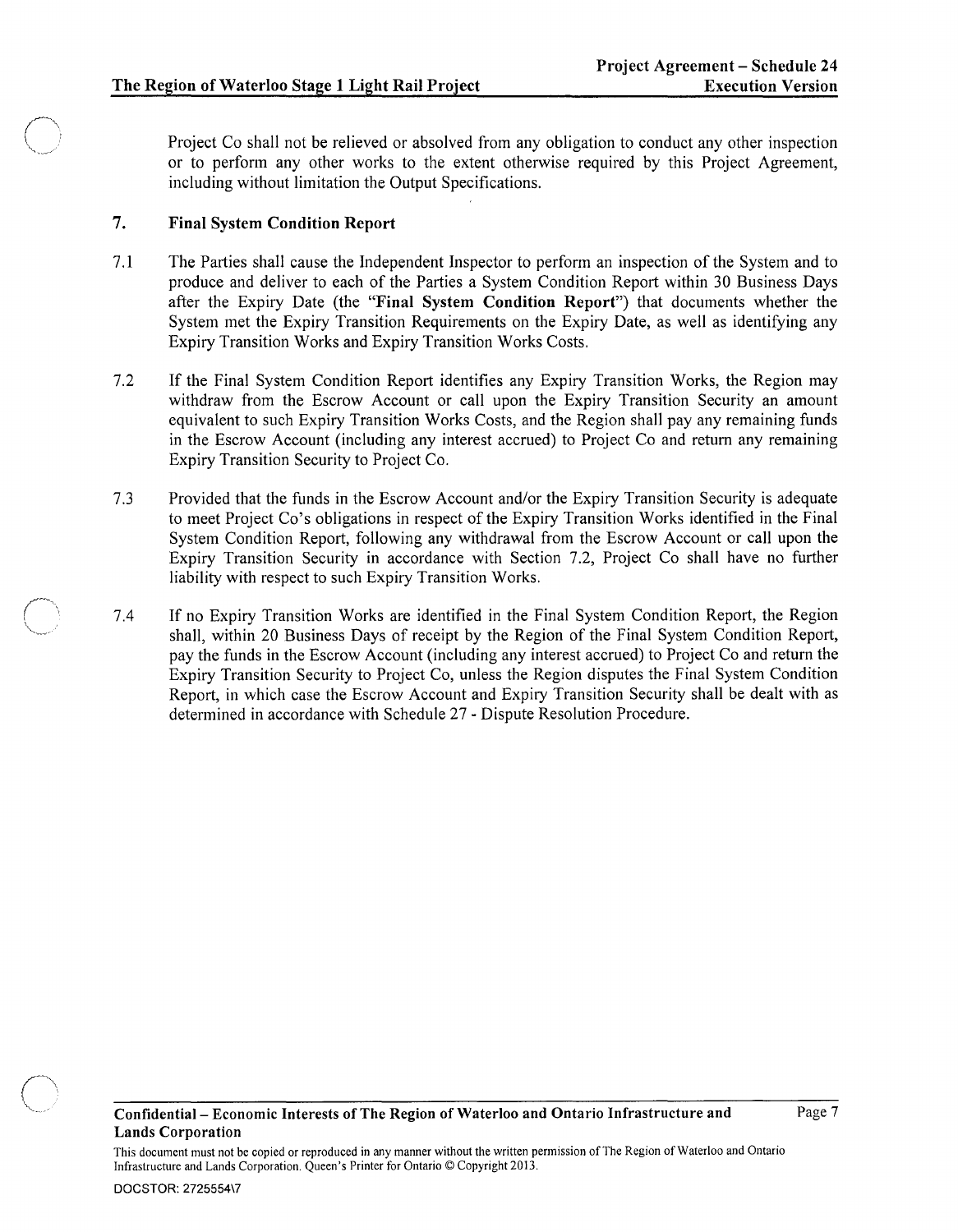Project Co shall not be relieved or absolved from any obligation to conduct any other inspection or to perform any other works to the extent otherwise required by this Project Agreement, including without limitation the Output Specifications.

## 7. Final System Condition Report

7.1 The Parties shall cause the Independent Inspector to perform an inspection of the System and to produce and deliver to each of the Parties a System Condition Report within 30 Business Days after the Expiry Date (the "**Final System Condition Report**") that documents whether the System met the Expiry Transition Requirements on the Expiry Date, as well as identifying any Expiry Transition Works and Expiry Transition Works Costs.

7.2 If the Final System Condition Report identifies any Expiry Transition Works, the Region may withdraw from the Escrow Account or call upon the Expiry Transition Security an amount equivalent to such Expiry Transition Works Costs, and the Region shall pay any remaining funds in the Escrow Account (including any interest accrued) to Project Co and return any remaining Expiry Transition Security to Project Co.

7.3 Provided that the funds in the Escrow Account and/or the Expiry Transition Security is adequate to meet Project Co's obligations in respect of the Expiry Transition Works identified in the Final System Condition Report, following any withdrawal from the Escrow Account or call upon the Expiry Transition Security in accordance with Section 7.2, Project Co shall have no further liability with respect to such Expiry Transition Works.

7.4 If no Expiry Transition Works are identified in the Final System Condition Report, the Region shall, within 20 Business Days of receipt by the Region of the Final System Condition Report, pay the funds in the Escrow Account (including any interest accrued) to Project Co and return the Expiry Transition Security to Project Co, unless the Region disputes the Final System Condition Report, in which case the Escrow Account and Expiry Transition Security shall be dealt with as determined in accordance with Schedule 27 - Dispute Resolution Procedure.